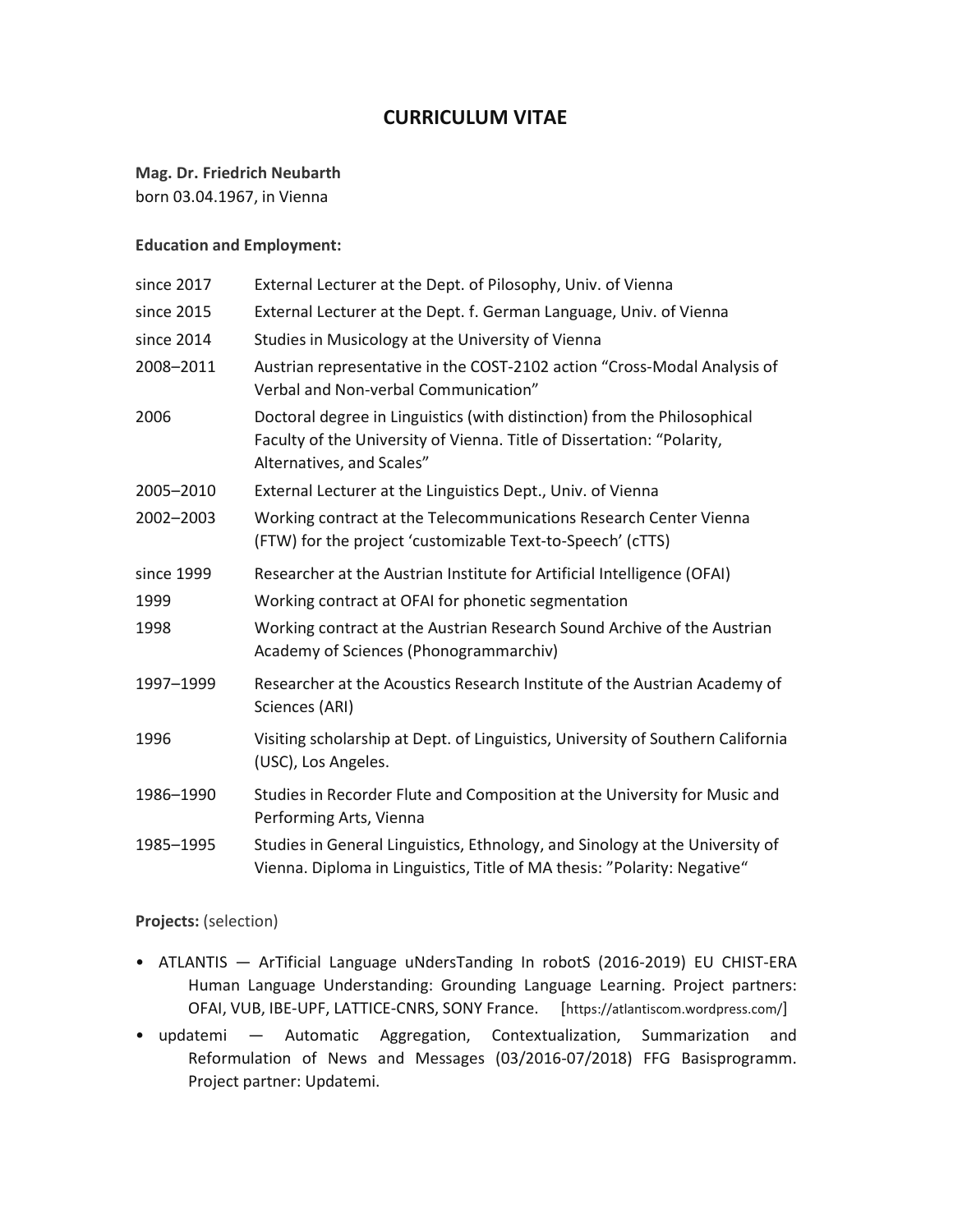# CURRICULUM VITAE

**Mag. Dr. Friedrich Neubarth**
born 03.04.1967, in Vienna

**Education and Employment:**

| | |
|---|---|
| since 2017 | External Lecturer at the Dept. of Pilosophy, Univ. of Vienna |
| since 2015 | External Lecturer at the Dept. f. German Language, Univ. of Vienna |
| since 2014 | Studies in Musicology at the University of Vienna |
| 2008–2011 | Austrian representative in the COST-2102 action "Cross-Modal Analysis of Verbal and Non-verbal Communication" |
| 2006 | Doctoral degree in Linguistics (with distinction) from the Philosophical Faculty of the University of Vienna. Title of Dissertation: "Polarity, Alternatives, and Scales" |
| 2005–2010 | External Lecturer at the Linguistics Dept., Univ. of Vienna |
| 2002–2003 | Working contract at the Telecommunications Research Center Vienna (FTW) for the project 'customizable Text-to-Speech' (cTTS) |
| since 1999 | Researcher at the Austrian Institute for Artificial Intelligence (OFAI) |
| 1999 | Working contract at OFAI for phonetic segmentation |
| 1998 | Working contract at the Austrian Research Sound Archive of the Austrian Academy of Sciences (Phonogrammarchiv) |
| 1997–1999 | Researcher at the Acoustics Research Institute of the Austrian Academy of Sciences (ARI) |
| 1996 | Visiting scholarship at Dept. of Linguistics, University of Southern California (USC), Los Angeles. |
| 1986–1990 | Studies in Recorder Flute and Composition at the University for Music and Performing Arts, Vienna |
| 1985–1995 | Studies in General Linguistics, Ethnology, and Sinology at the University of Vienna. Diploma in Linguistics, Title of MA thesis: "Polarity: Negative" |

**Projects:** (selection)

- ATLANTIS — ArTificial Language uNdersTanding In robotS (2016-2019) EU CHIST-ERA Human Language Understanding: Grounding Language Learning. Project partners: OFAI, VUB, IBE-UPF, LATTICE-CNRS, SONY France. [https://atlantiscom.wordpress.com/]
- updatemi — Automatic Aggregation, Contextualization, Summarization and Reformulation of News and Messages (03/2016-07/2018) FFG Basisprogramm. Project partner: Updatemi.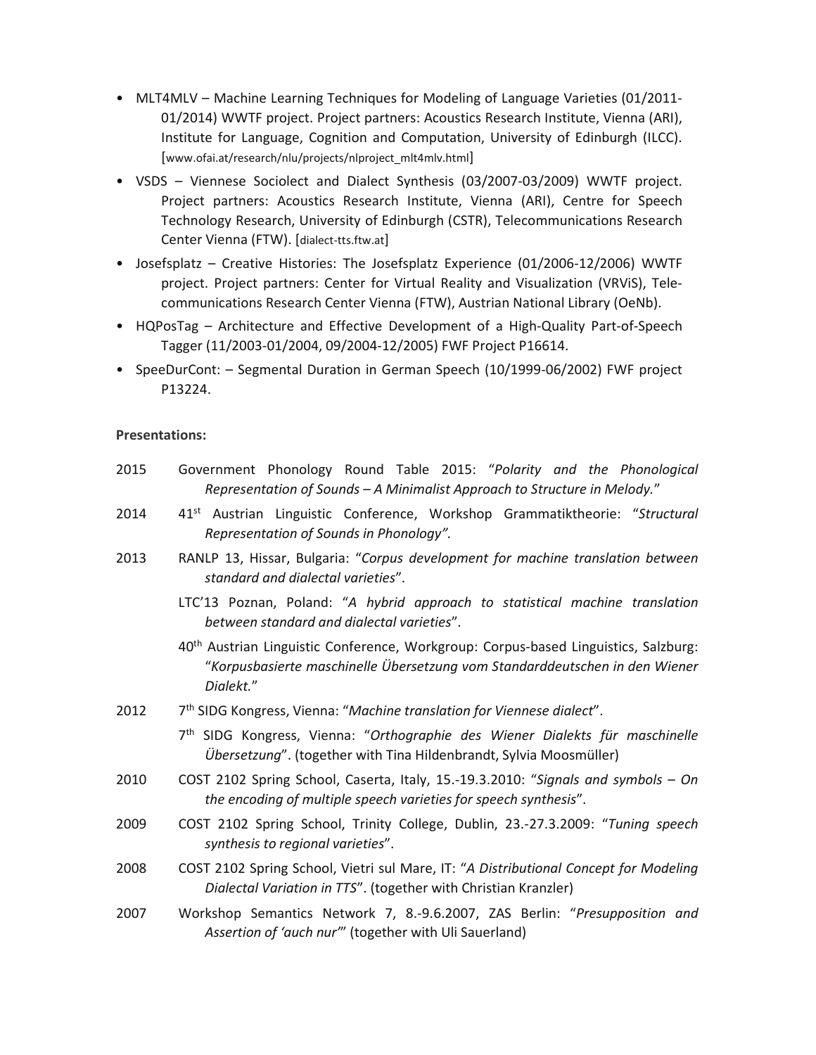- MLT4MLV – Machine Learning Techniques for Modeling of Language Varieties (01/2011-01/2014) WWTF project. Project partners: Acoustics Research Institute, Vienna (ARI), Institute for Language, Cognition and Computation, University of Edinburgh (ILCC). [www.ofai.at/research/nlu/projects/nlproject_mlt4mlv.html]
- VSDS – Viennese Sociolect and Dialect Synthesis (03/2007-03/2009) WWTF project. Project partners: Acoustics Research Institute, Vienna (ARI), Centre for Speech Technology Research, University of Edinburgh (CSTR), Telecommunications Research Center Vienna (FTW). [dialect-tts.ftw.at]
- Josefsplatz – Creative Histories: The Josefsplatz Experience (01/2006-12/2006) WWTF project. Project partners: Center for Virtual Reality and Visualization (VRViS), Telecommunications Research Center Vienna (FTW), Austrian National Library (OeNb).
- HQPosTag – Architecture and Effective Development of a High-Quality Part-of-Speech Tagger (11/2003-01/2004, 09/2004-12/2005) FWF Project P16614.
- SpeeDurCont: – Segmental Duration in German Speech (10/1999-06/2002) FWF project P13224.

**Presentations:**

2015 Government Phonology Round Table 2015: "*Polarity and the Phonological Representation of Sounds – A Minimalist Approach to Structure in Melody.*"

2014 41st Austrian Linguistic Conference, Workshop Grammatiktheorie: "*Structural Representation of Sounds in Phonology".*

2013 RANLP 13, Hissar, Bulgaria: "*Corpus development for machine translation between standard and dialectal varieties*".

LTC'13 Poznan, Poland: "*A hybrid approach to statistical machine translation between standard and dialectal varieties*".

40th Austrian Linguistic Conference, Workgroup: Corpus-based Linguistics, Salzburg: "*Korpusbasierte maschinelle Übersetzung vom Standarddeutschen in den Wiener Dialekt.*"

2012 7th SIDG Kongress, Vienna: "*Machine translation for Viennese dialect*".

7th SIDG Kongress, Vienna: "*Orthographie des Wiener Dialekts für maschinelle Übersetzung*". (together with Tina Hildenbrandt, Sylvia Moosmüller)

2010 COST 2102 Spring School, Caserta, Italy, 15.-19.3.2010: "*Signals and symbols – On the encoding of multiple speech varieties for speech synthesis*".

2009 COST 2102 Spring School, Trinity College, Dublin, 23.-27.3.2009: "*Tuning speech synthesis to regional varieties*".

2008 COST 2102 Spring School, Vietri sul Mare, IT: "*A Distributional Concept for Modeling Dialectal Variation in TTS*". (together with Christian Kranzler)

2007 Workshop Semantics Network 7, 8.-9.6.2007, ZAS Berlin: "*Presupposition and Assertion of 'auch nur'*" (together with Uli Sauerland)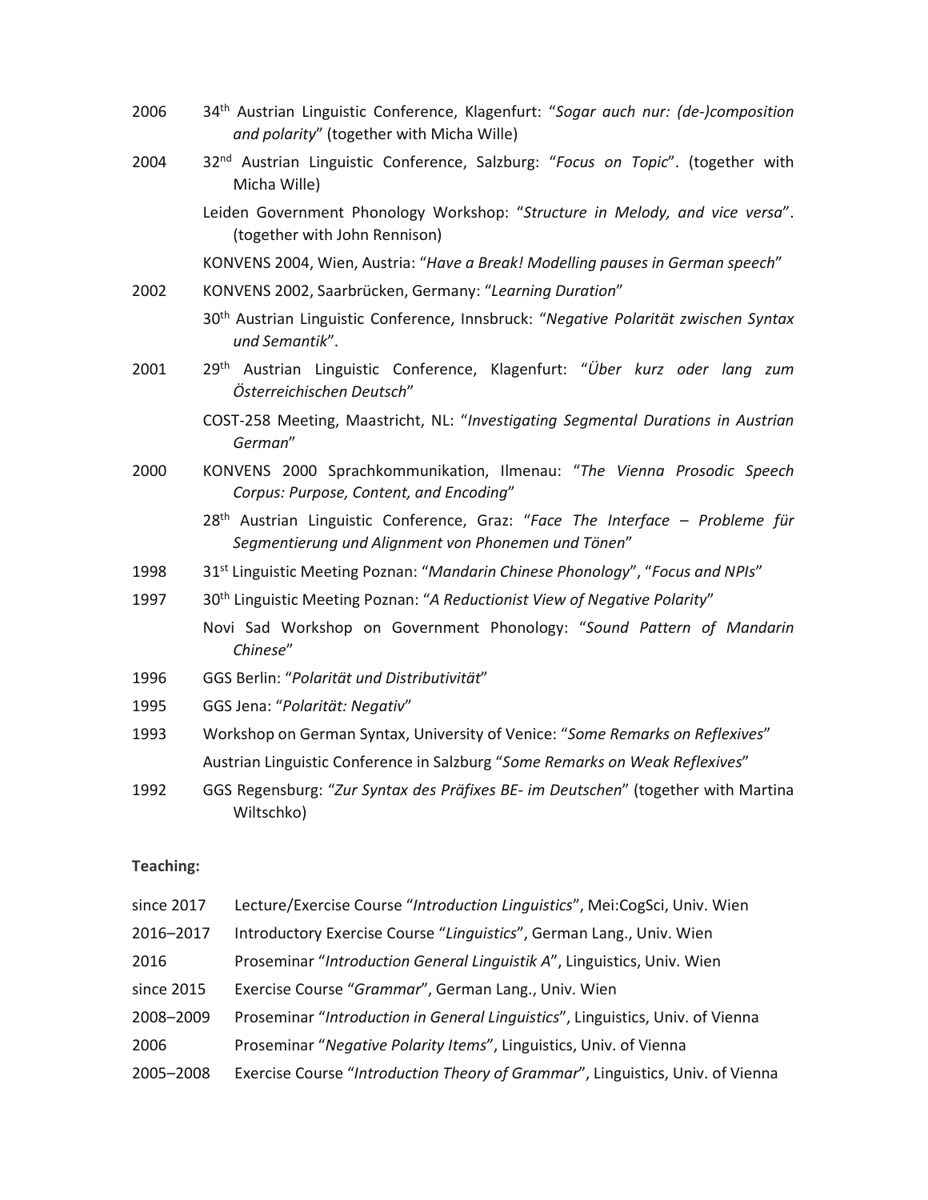| | |
|---|---|
| 2006 | 34th Austrian Linguistic Conference, Klagenfurt: "*Sogar auch nur: (de-)composition and polarity*" (together with Micha Wille) |
| 2004 | 32nd Austrian Linguistic Conference, Salzburg: "*Focus on Topic*". (together with Micha Wille) |
| | Leiden Government Phonology Workshop: "*Structure in Melody, and vice versa*". (together with John Rennison) |
| | KONVENS 2004, Wien, Austria: "*Have a Break! Modelling pauses in German speech*" |
| 2002 | KONVENS 2002, Saarbrücken, Germany: "*Learning Duration*" |
| | 30th Austrian Linguistic Conference, Innsbruck: "*Negative Polarität zwischen Syntax und Semantik*". |
| 2001 | 29th Austrian Linguistic Conference, Klagenfurt: "*Über kurz oder lang zum Österreichischen Deutsch*" |
| | COST-258 Meeting, Maastricht, NL: "*Investigating Segmental Durations in Austrian German*" |
| 2000 | KONVENS 2000 Sprachkommunikation, Ilmenau: "*The Vienna Prosodic Speech Corpus: Purpose, Content, and Encoding*" |
| | 28th Austrian Linguistic Conference, Graz: "*Face The Interface – Probleme für Segmentierung und Alignment von Phonemen und Tönen*" |
| 1998 | 31st Linguistic Meeting Poznan: "*Mandarin Chinese Phonology*", "*Focus and NPIs*" |
| 1997 | 30th Linguistic Meeting Poznan: "*A Reductionist View of Negative Polarity*" |
| | Novi Sad Workshop on Government Phonology: "*Sound Pattern of Mandarin Chinese*" |
| 1996 | GGS Berlin: "*Polarität und Distributivität*" |
| 1995 | GGS Jena: "*Polarität: Negativ*" |
| 1993 | Workshop on German Syntax, University of Venice: "*Some Remarks on Reflexives*" |
| | Austrian Linguistic Conference in Salzburg "*Some Remarks on Weak Reflexives*" |
| 1992 | GGS Regensburg: "*Zur Syntax des Präfixes BE- im Deutschen*" (together with Martina Wiltschko) |

**Teaching:**

| | |
|---|---|
| since 2017 | Lecture/Exercise Course "*Introduction Linguistics*", Mei:CogSci, Univ. Wien |
| 2016–2017 | Introductory Exercise Course "*Linguistics*", German Lang., Univ. Wien |
| 2016 | Proseminar "*Introduction General Linguistik A*", Linguistics, Univ. Wien |
| since 2015 | Exercise Course "*Grammar*", German Lang., Univ. Wien |
| 2008–2009 | Proseminar "*Introduction in General Linguistics*", Linguistics, Univ. of Vienna |
| 2006 | Proseminar "*Negative Polarity Items*", Linguistics, Univ. of Vienna |
| 2005–2008 | Exercise Course "*Introduction Theory of Grammar*", Linguistics, Univ. of Vienna |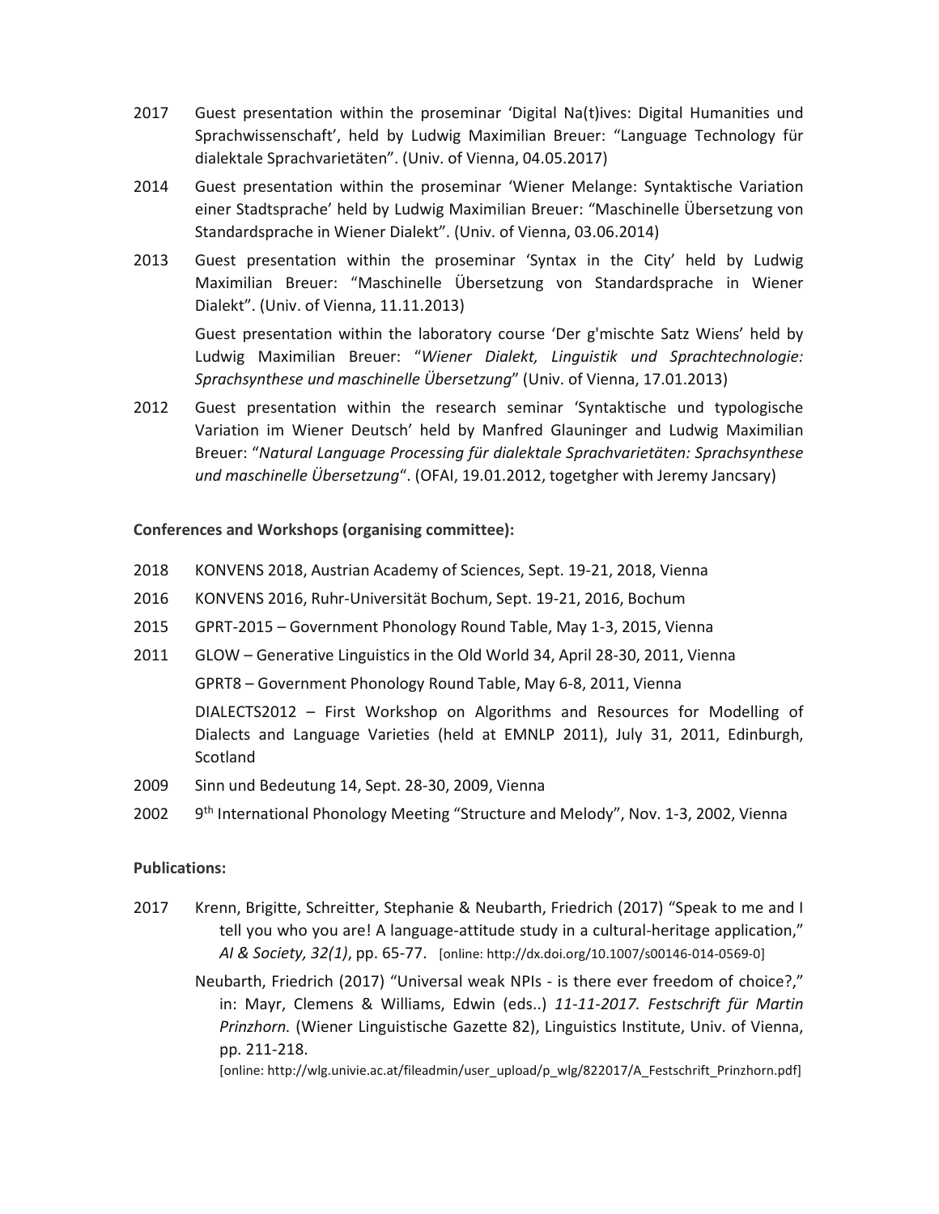2017 Guest presentation within the proseminar 'Digital Na(t)ives: Digital Humanities und Sprachwissenschaft', held by Ludwig Maximilian Breuer: "Language Technology für dialektale Sprachvarietäten". (Univ. of Vienna, 04.05.2017)

2014 Guest presentation within the proseminar 'Wiener Melange: Syntaktische Variation einer Stadtsprache' held by Ludwig Maximilian Breuer: "Maschinelle Übersetzung von Standardsprache in Wiener Dialekt". (Univ. of Vienna, 03.06.2014)

2013 Guest presentation within the proseminar 'Syntax in the City' held by Ludwig Maximilian Breuer: "Maschinelle Übersetzung von Standardsprache in Wiener Dialekt". (Univ. of Vienna, 11.11.2013)

Guest presentation within the laboratory course 'Der g'mischte Satz Wiens' held by Ludwig Maximilian Breuer: "*Wiener Dialekt, Linguistik und Sprachtechnologie: Sprachsynthese und maschinelle Übersetzung*" (Univ. of Vienna, 17.01.2013)

2012 Guest presentation within the research seminar 'Syntaktische und typologische Variation im Wiener Deutsch' held by Manfred Glauninger and Ludwig Maximilian Breuer: "*Natural Language Processing für dialektale Sprachvarietäten: Sprachsynthese und maschinelle Übersetzung*". (OFAI, 19.01.2012, togetgher with Jeremy Jancsary)

**Conferences and Workshops (organising committee):**

2018 KONVENS 2018, Austrian Academy of Sciences, Sept. 19-21, 2018, Vienna

2016 KONVENS 2016, Ruhr-Universität Bochum, Sept. 19-21, 2016, Bochum

2015 GPRT-2015 – Government Phonology Round Table, May 1-3, 2015, Vienna

2011 GLOW – Generative Linguistics in the Old World 34, April 28-30, 2011, Vienna

GPRT8 – Government Phonology Round Table, May 6-8, 2011, Vienna

DIALECTS2012 – First Workshop on Algorithms and Resources for Modelling of Dialects and Language Varieties (held at EMNLP 2011), July 31, 2011, Edinburgh, Scotland

2009 Sinn und Bedeutung 14, Sept. 28-30, 2009, Vienna

2002 9th International Phonology Meeting "Structure and Melody", Nov. 1-3, 2002, Vienna

**Publications:**

2017 Krenn, Brigitte, Schreitter, Stephanie & Neubarth, Friedrich (2017) "Speak to me and I tell you who you are! A language-attitude study in a cultural-heritage application," *AI & Society, 32(1)*, pp. 65-77. [online: http://dx.doi.org/10.1007/s00146-014-0569-0]

Neubarth, Friedrich (2017) "Universal weak NPIs - is there ever freedom of choice?," in: Mayr, Clemens & Williams, Edwin (eds..) *11-11-2017. Festschrift für Martin Prinzhorn.* (Wiener Linguistische Gazette 82), Linguistics Institute, Univ. of Vienna, pp. 211-218.
[online: http://wlg.univie.ac.at/fileadmin/user_upload/p_wlg/822017/A_Festschrift_Prinzhorn.pdf]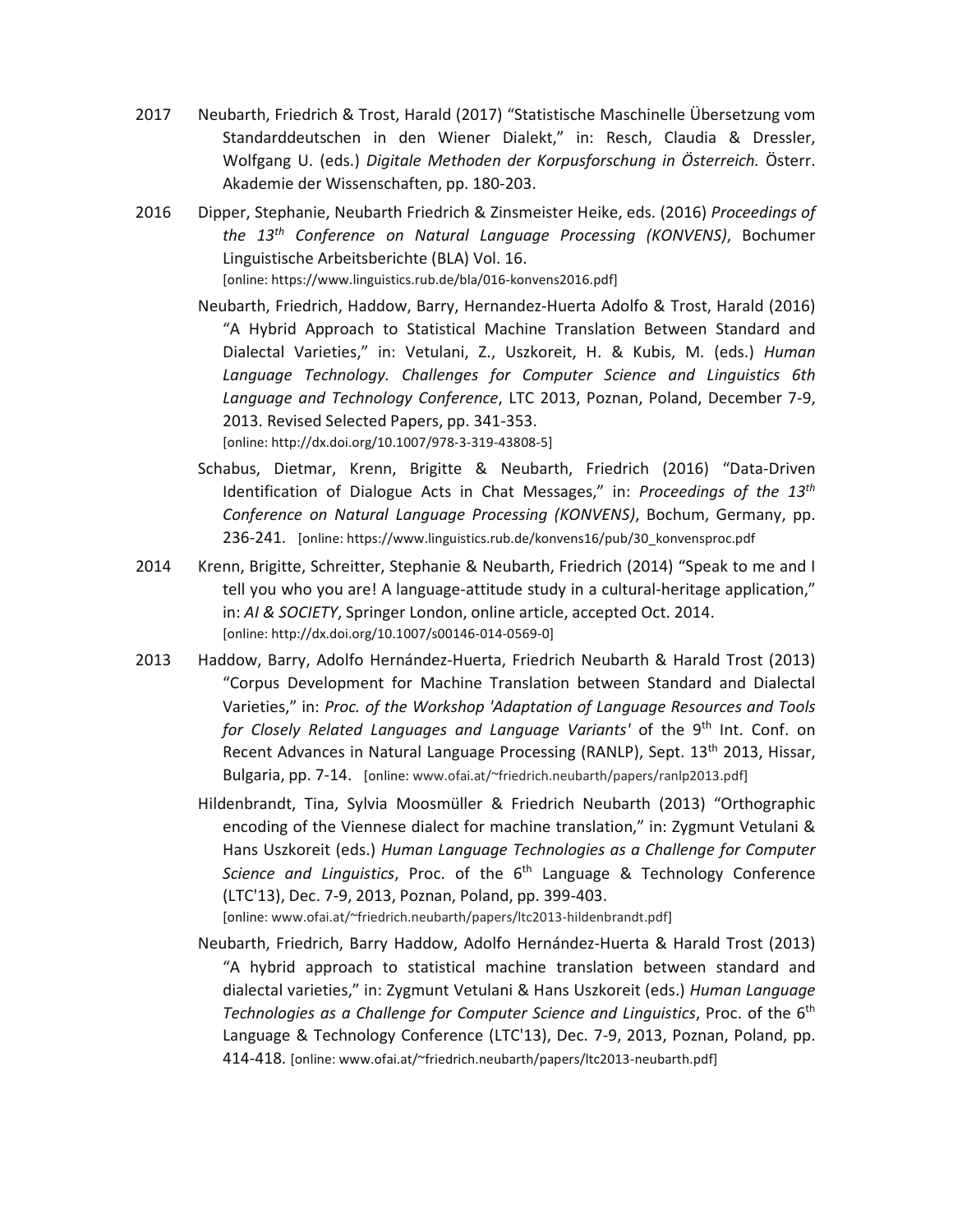2017 Neubarth, Friedrich & Trost, Harald (2017) "Statistische Maschinelle Übersetzung vom Standarddeutschen in den Wiener Dialekt," in: Resch, Claudia & Dressler, Wolfgang U. (eds.) *Digitale Methoden der Korpusforschung in Österreich.* Österr. Akademie der Wissenschaften, pp. 180-203.

2016 Dipper, Stephanie, Neubarth Friedrich & Zinsmeister Heike, eds. (2016) *Proceedings of the 13th Conference on Natural Language Processing (KONVENS)*, Bochumer Linguistische Arbeitsberichte (BLA) Vol. 16.
[online: https://www.linguistics.rub.de/bla/016-konvens2016.pdf]

Neubarth, Friedrich, Haddow, Barry, Hernandez-Huerta Adolfo & Trost, Harald (2016) "A Hybrid Approach to Statistical Machine Translation Between Standard and Dialectal Varieties," in: Vetulani, Z., Uszkoreit, H. & Kubis, M. (eds.) *Human Language Technology. Challenges for Computer Science and Linguistics 6th Language and Technology Conference*, LTC 2013, Poznan, Poland, December 7-9, 2013. Revised Selected Papers, pp. 341-353.
[online: http://dx.doi.org/10.1007/978-3-319-43808-5]

Schabus, Dietmar, Krenn, Brigitte & Neubarth, Friedrich (2016) "Data-Driven Identification of Dialogue Acts in Chat Messages," in: *Proceedings of the 13th Conference on Natural Language Processing (KONVENS)*, Bochum, Germany, pp. 236-241. [online: https://www.linguistics.rub.de/konvens16/pub/30_konvensproc.pdf

2014 Krenn, Brigitte, Schreitter, Stephanie & Neubarth, Friedrich (2014) "Speak to me and I tell you who you are! A language-attitude study in a cultural-heritage application," in: *AI & SOCIETY*, Springer London, online article, accepted Oct. 2014.
[online: http://dx.doi.org/10.1007/s00146-014-0569-0]

2013 Haddow, Barry, Adolfo Hernández-Huerta, Friedrich Neubarth & Harald Trost (2013) "Corpus Development for Machine Translation between Standard and Dialectal Varieties," in: *Proc. of the Workshop 'Adaptation of Language Resources and Tools for Closely Related Languages and Language Variants'* of the 9th Int. Conf. on Recent Advances in Natural Language Processing (RANLP), Sept. 13th 2013, Hissar, Bulgaria, pp. 7-14. [online: www.ofai.at/~friedrich.neubarth/papers/ranlp2013.pdf]

Hildenbrandt, Tina, Sylvia Moosmüller & Friedrich Neubarth (2013) "Orthographic encoding of the Viennese dialect for machine translation," in: Zygmunt Vetulani & Hans Uszkoreit (eds.) *Human Language Technologies as a Challenge for Computer Science and Linguistics*, Proc. of the 6th Language & Technology Conference (LTC'13), Dec. 7-9, 2013, Poznan, Poland, pp. 399-403.
[online: www.ofai.at/~friedrich.neubarth/papers/ltc2013-hildenbrandt.pdf]

Neubarth, Friedrich, Barry Haddow, Adolfo Hernández-Huerta & Harald Trost (2013) "A hybrid approach to statistical machine translation between standard and dialectal varieties," in: Zygmunt Vetulani & Hans Uszkoreit (eds.) *Human Language Technologies as a Challenge for Computer Science and Linguistics*, Proc. of the 6th Language & Technology Conference (LTC'13), Dec. 7-9, 2013, Poznan, Poland, pp. 414-418. [online: www.ofai.at/~friedrich.neubarth/papers/ltc2013-neubarth.pdf]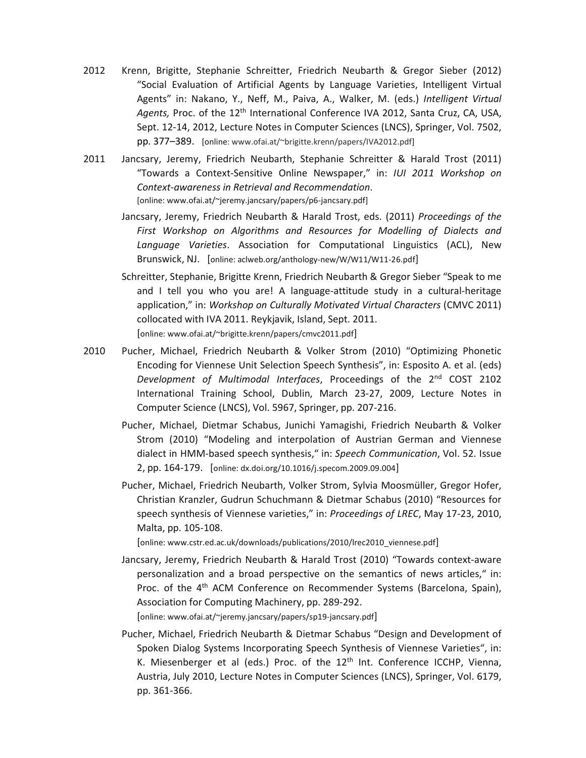2012 Krenn, Brigitte, Stephanie Schreitter, Friedrich Neubarth & Gregor Sieber (2012) "Social Evaluation of Artificial Agents by Language Varieties, Intelligent Virtual Agents" in: Nakano, Y., Neff, M., Paiva, A., Walker, M. (eds.) *Intelligent Virtual Agents,* Proc. of the 12th International Conference IVA 2012, Santa Cruz, CA, USA, Sept. 12-14, 2012, Lecture Notes in Computer Sciences (LNCS), Springer, Vol. 7502, pp. 377–389. [online: www.ofai.at/~brigitte.krenn/papers/IVA2012.pdf]

2011 Jancsary, Jeremy, Friedrich Neubarth, Stephanie Schreitter & Harald Trost (2011) "Towards a Context-Sensitive Online Newspaper," in: *IUI 2011 Workshop on Context-awareness in Retrieval and Recommendation*. [online: www.ofai.at/~jeremy.jancsary/papers/p6-jancsary.pdf]

Jancsary, Jeremy, Friedrich Neubarth & Harald Trost, eds. (2011) *Proceedings of the First Workshop on Algorithms and Resources for Modelling of Dialects and Language Varieties*. Association for Computational Linguistics (ACL), New Brunswick, NJ. [online: aclweb.org/anthology-new/W/W11/W11-26.pdf]

Schreitter, Stephanie, Brigitte Krenn, Friedrich Neubarth & Gregor Sieber "Speak to me and I tell you who you are! A language-attitude study in a cultural-heritage application," in: *Workshop on Culturally Motivated Virtual Characters* (CMVC 2011) collocated with IVA 2011. Reykjavik, Island, Sept. 2011. [online: www.ofai.at/~brigitte.krenn/papers/cmvc2011.pdf]

2010 Pucher, Michael, Friedrich Neubarth & Volker Strom (2010) "Optimizing Phonetic Encoding for Viennese Unit Selection Speech Synthesis", in: Esposito A. et al. (eds) *Development of Multimodal Interfaces*, Proceedings of the 2nd COST 2102 International Training School, Dublin, March 23-27, 2009, Lecture Notes in Computer Science (LNCS), Vol. 5967, Springer, pp. 207-216.

Pucher, Michael, Dietmar Schabus, Junichi Yamagishi, Friedrich Neubarth & Volker Strom (2010) "Modeling and interpolation of Austrian German and Viennese dialect in HMM-based speech synthesis," in: *Speech Communication*, Vol. 52. Issue 2, pp. 164-179. [online: dx.doi.org/10.1016/j.specom.2009.09.004]

Pucher, Michael, Friedrich Neubarth, Volker Strom, Sylvia Moosmüller, Gregor Hofer, Christian Kranzler, Gudrun Schuchmann & Dietmar Schabus (2010) "Resources for speech synthesis of Viennese varieties," in: *Proceedings of LREC*, May 17-23, 2010, Malta, pp. 105-108. [online: www.cstr.ed.ac.uk/downloads/publications/2010/lrec2010_viennese.pdf]

Jancsary, Jeremy, Friedrich Neubarth & Harald Trost (2010) "Towards context-aware personalization and a broad perspective on the semantics of news articles," in: Proc. of the 4th ACM Conference on Recommender Systems (Barcelona, Spain), Association for Computing Machinery, pp. 289-292. [online: www.ofai.at/~jeremy.jancsary/papers/sp19-jancsary.pdf]

Pucher, Michael, Friedrich Neubarth & Dietmar Schabus "Design and Development of Spoken Dialog Systems Incorporating Speech Synthesis of Viennese Varieties", in: K. Miesenberger et al (eds.) Proc. of the 12th Int. Conference ICCHP, Vienna, Austria, July 2010, Lecture Notes in Computer Sciences (LNCS), Springer, Vol. 6179, pp. 361-366.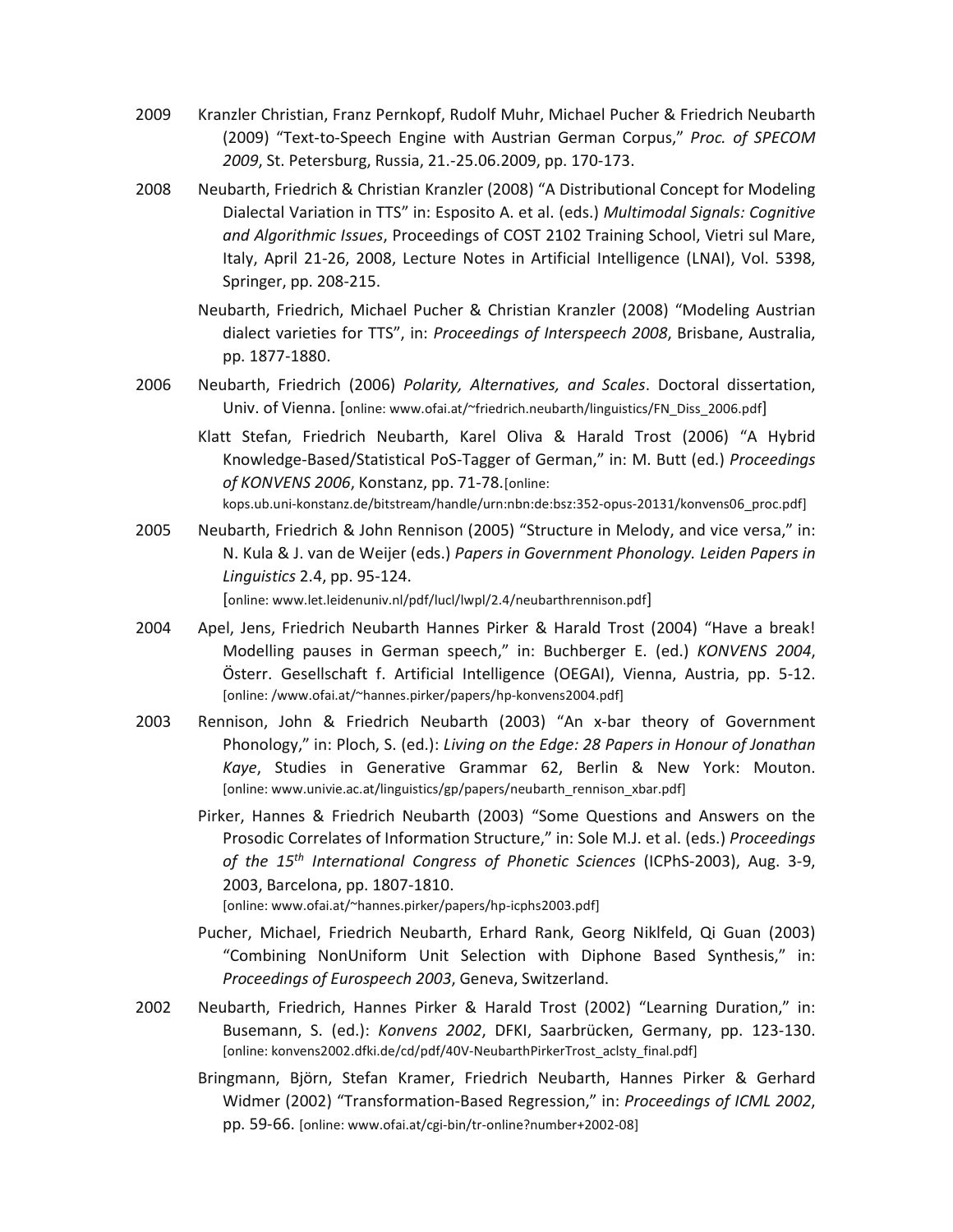2009 Kranzler Christian, Franz Pernkopf, Rudolf Muhr, Michael Pucher & Friedrich Neubarth (2009) "Text-to-Speech Engine with Austrian German Corpus," *Proc. of SPECOM 2009*, St. Petersburg, Russia, 21.-25.06.2009, pp. 170-173.

2008 Neubarth, Friedrich & Christian Kranzler (2008) "A Distributional Concept for Modeling Dialectal Variation in TTS" in: Esposito A. et al. (eds.) *Multimodal Signals: Cognitive and Algorithmic Issues*, Proceedings of COST 2102 Training School, Vietri sul Mare, Italy, April 21-26, 2008, Lecture Notes in Artificial Intelligence (LNAI), Vol. 5398, Springer, pp. 208-215.

Neubarth, Friedrich, Michael Pucher & Christian Kranzler (2008) "Modeling Austrian dialect varieties for TTS", in: *Proceedings of Interspeech 2008*, Brisbane, Australia, pp. 1877-1880.

2006 Neubarth, Friedrich (2006) *Polarity, Alternatives, and Scales*. Doctoral dissertation, Univ. of Vienna. [online: www.ofai.at/~friedrich.neubarth/linguistics/FN_Diss_2006.pdf]

Klatt Stefan, Friedrich Neubarth, Karel Oliva & Harald Trost (2006) "A Hybrid Knowledge-Based/Statistical PoS-Tagger of German," in: M. Butt (ed.) *Proceedings of KONVENS 2006*, Konstanz, pp. 71-78.[online: kops.ub.uni-konstanz.de/bitstream/handle/urn:nbn:de:bsz:352-opus-20131/konvens06_proc.pdf]

2005 Neubarth, Friedrich & John Rennison (2005) "Structure in Melody, and vice versa," in: N. Kula & J. van de Weijer (eds.) *Papers in Government Phonology. Leiden Papers in Linguistics* 2.4, pp. 95-124. [online: www.let.leidenuniv.nl/pdf/lucl/lwpl/2.4/neubarthrennison.pdf]

2004 Apel, Jens, Friedrich Neubarth Hannes Pirker & Harald Trost (2004) "Have a break! Modelling pauses in German speech," in: Buchberger E. (ed.) *KONVENS 2004*, Österr. Gesellschaft f. Artificial Intelligence (OEGAI), Vienna, Austria, pp. 5-12. [online: /www.ofai.at/~hannes.pirker/papers/hp-konvens2004.pdf]

2003 Rennison, John & Friedrich Neubarth (2003) "An x-bar theory of Government Phonology," in: Ploch, S. (ed.): *Living on the Edge: 28 Papers in Honour of Jonathan Kaye*, Studies in Generative Grammar 62, Berlin & New York: Mouton. [online: www.univie.ac.at/linguistics/gp/papers/neubarth_rennison_xbar.pdf]

Pirker, Hannes & Friedrich Neubarth (2003) "Some Questions and Answers on the Prosodic Correlates of Information Structure," in: Sole M.J. et al. (eds.) *Proceedings of the 15th International Congress of Phonetic Sciences* (ICPhS-2003), Aug. 3-9, 2003, Barcelona, pp. 1807-1810. [online: www.ofai.at/~hannes.pirker/papers/hp-icphs2003.pdf]

Pucher, Michael, Friedrich Neubarth, Erhard Rank, Georg Niklfeld, Qi Guan (2003) "Combining NonUniform Unit Selection with Diphone Based Synthesis," in: *Proceedings of Eurospeech 2003*, Geneva, Switzerland.

2002 Neubarth, Friedrich, Hannes Pirker & Harald Trost (2002) "Learning Duration," in: Busemann, S. (ed.): *Konvens 2002*, DFKI, Saarbrücken, Germany, pp. 123-130. [online: konvens2002.dfki.de/cd/pdf/40V-NeubarthPirkerTrost_aclsty_final.pdf]

Bringmann, Björn, Stefan Kramer, Friedrich Neubarth, Hannes Pirker & Gerhard Widmer (2002) "Transformation-Based Regression," in: *Proceedings of ICML 2002*, pp. 59-66. [online: www.ofai.at/cgi-bin/tr-online?number+2002-08]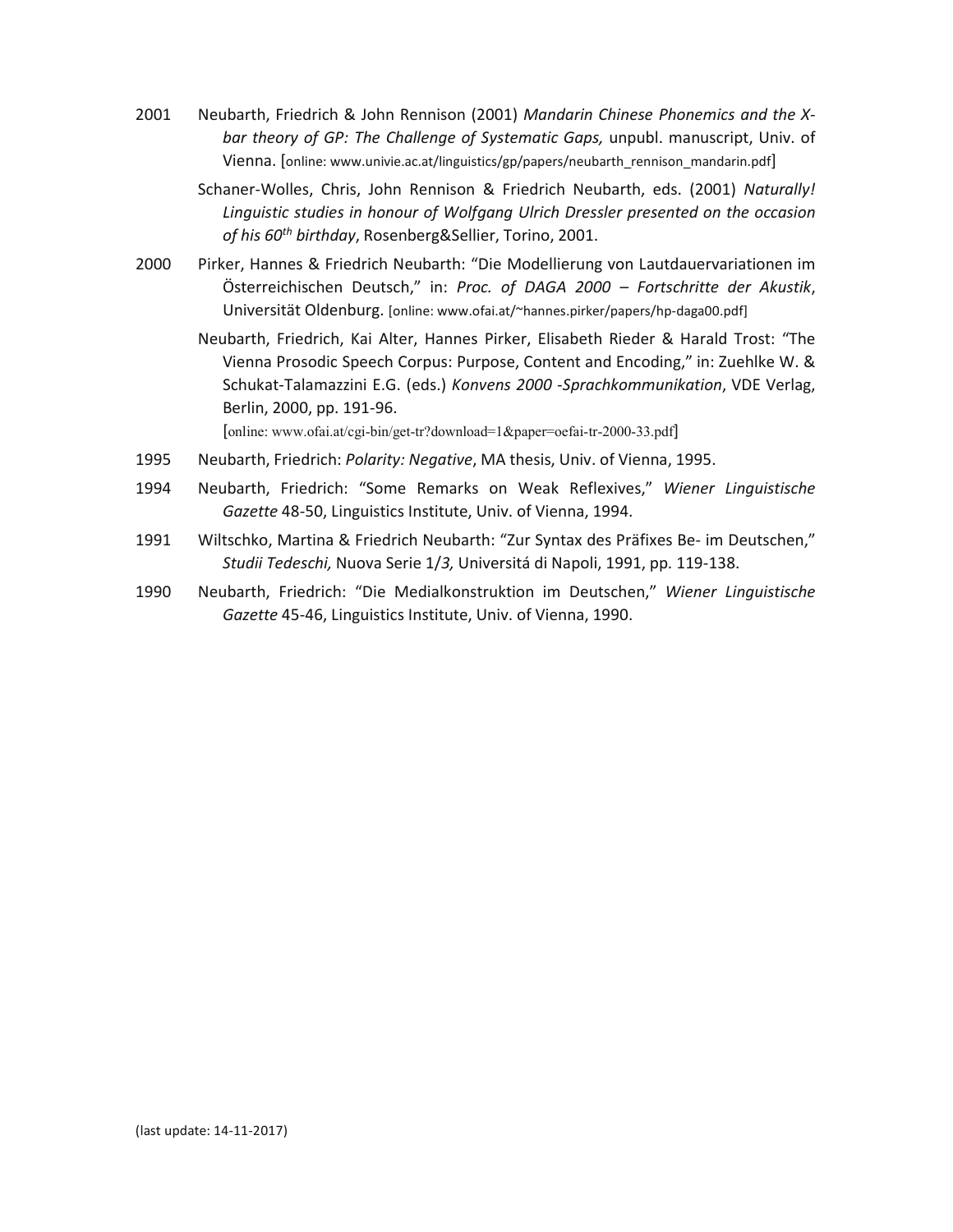2001 Neubarth, Friedrich & John Rennison (2001) *Mandarin Chinese Phonemics and the X-bar theory of GP: The Challenge of Systematic Gaps,* unpubl. manuscript, Univ. of Vienna. [online: www.univie.ac.at/linguistics/gp/papers/neubarth_rennison_mandarin.pdf]

Schaner-Wolles, Chris, John Rennison & Friedrich Neubarth, eds. (2001) *Naturally! Linguistic studies in honour of Wolfgang Ulrich Dressler presented on the occasion of his 60th birthday*, Rosenberg&Sellier, Torino, 2001.

2000 Pirker, Hannes & Friedrich Neubarth: "Die Modellierung von Lautdauervariationen im Österreichischen Deutsch," in: *Proc. of DAGA 2000 – Fortschritte der Akustik*, Universität Oldenburg. [online: www.ofai.at/~hannes.pirker/papers/hp-daga00.pdf]

Neubarth, Friedrich, Kai Alter, Hannes Pirker, Elisabeth Rieder & Harald Trost: "The Vienna Prosodic Speech Corpus: Purpose, Content and Encoding," in: Zuehlke W. & Schukat-Talamazzini E.G. (eds.) *Konvens 2000 -Sprachkommunikation*, VDE Verlag, Berlin, 2000, pp. 191-96.
[online: www.ofai.at/cgi-bin/get-tr?download=1&paper=oefai-tr-2000-33.pdf]

1995 Neubarth, Friedrich: *Polarity: Negative*, MA thesis, Univ. of Vienna, 1995.

1994 Neubarth, Friedrich: "Some Remarks on Weak Reflexives," *Wiener Linguistische Gazette* 48-50, Linguistics Institute, Univ. of Vienna, 1994.

1991 Wiltschko, Martina & Friedrich Neubarth: "Zur Syntax des Präfixes Be- im Deutschen," *Studii Tedeschi,* Nuova Serie 1/*3,* Universitá di Napoli, 1991, pp. 119-138.

1990 Neubarth, Friedrich: "Die Medialkonstruktion im Deutschen," *Wiener Linguistische Gazette* 45-46, Linguistics Institute, Univ. of Vienna, 1990.

(last update: 14-11-2017)